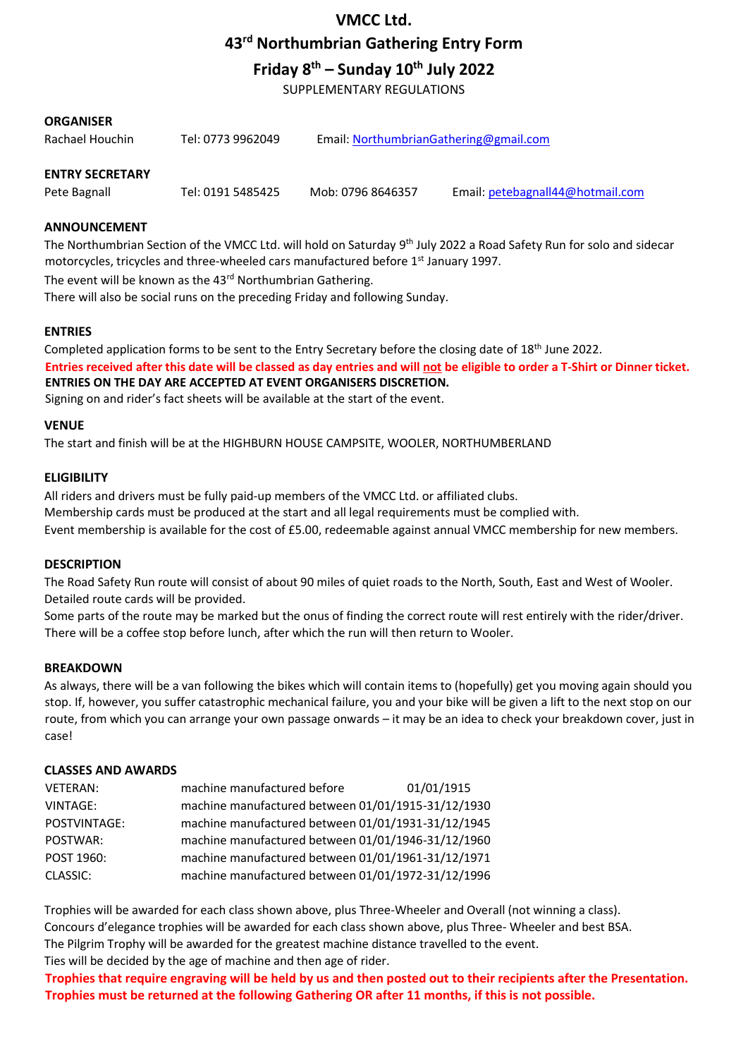# VMCC Ltd.

# 43rd Northumbrian Gathering Entry Form

## Friday 8th – Sunday 10th July 2022

SUPPLEMENTARY REGULATIONS

**ORGANISER**

Rachael Houchin Tel: 0773 9962049 Email: NorthumbrianGathering@gmail.com

**ENTRY SECRETARY**

Pete Bagnall Tel: 0191 5485425 Mob: 0796 8646357 Email: petebagnall44@hotmail.com

**ANNOUNCEMENT**

The Northumbrian Section of the VMCC Ltd. will hold on Saturday 9th July 2022 a Road Safety Run for solo and sidecar motorcycles, tricycles and three-wheeled cars manufactured before 1st January 1997.

The event will be known as the 43rd Northumbrian Gathering.

There will also be social runs on the preceding Friday and following Sunday.

**ENTRIES**

Completed application forms to be sent to the Entry Secretary before the closing date of 18th June 2022.

**Entries received after this date will be classed as day entries and will not be eligible to order a T-Shirt or Dinner ticket.**

**ENTRIES ON THE DAY ARE ACCEPTED AT EVENT ORGANISERS DISCRETION.**

Signing on and rider's fact sheets will be available at the start of the event.

**VENUE**

The start and finish will be at the HIGHBURN HOUSE CAMPSITE, WOOLER, NORTHUMBERLAND

**ELIGIBILITY**

All riders and drivers must be fully paid-up members of the VMCC Ltd. or affiliated clubs.

Membership cards must be produced at the start and all legal requirements must be complied with.

Event membership is available for the cost of £5.00, redeemable against annual VMCC membership for new members.

**DESCRIPTION**

The Road Safety Run route will consist of about 90 miles of quiet roads to the North, South, East and West of Wooler. Detailed route cards will be provided.

Some parts of the route may be marked but the onus of finding the correct route will rest entirely with the rider/driver.

There will be a coffee stop before lunch, after which the run will then return to Wooler.

**BREAKDOWN**

As always, there will be a van following the bikes which will contain items to (hopefully) get you moving again should you stop. If, however, you suffer catastrophic mechanical failure, you and your bike will be given a lift to the next stop on our route, from which you can arrange your own passage onwards – it may be an idea to check your breakdown cover, just in case!

**CLASSES AND AWARDS**

| | |
|---|---|
| VETERAN: | machine manufactured before 01/01/1915 |
| VINTAGE: | machine manufactured between 01/01/1915-31/12/1930 |
| POSTVINTAGE: | machine manufactured between 01/01/1931-31/12/1945 |
| POSTWAR: | machine manufactured between 01/01/1946-31/12/1960 |
| POST 1960: | machine manufactured between 01/01/1961-31/12/1971 |
| CLASSIC: | machine manufactured between 01/01/1972-31/12/1996 |

Trophies will be awarded for each class shown above, plus Three-Wheeler and Overall (not winning a class).

Concours d'elegance trophies will be awarded for each class shown above, plus Three- Wheeler and best BSA.

The Pilgrim Trophy will be awarded for the greatest machine distance travelled to the event.

Ties will be decided by the age of machine and then age of rider.

**Trophies that require engraving will be held by us and then posted out to their recipients after the Presentation.**
**Trophies must be returned at the following Gathering OR after 11 months, if this is not possible.**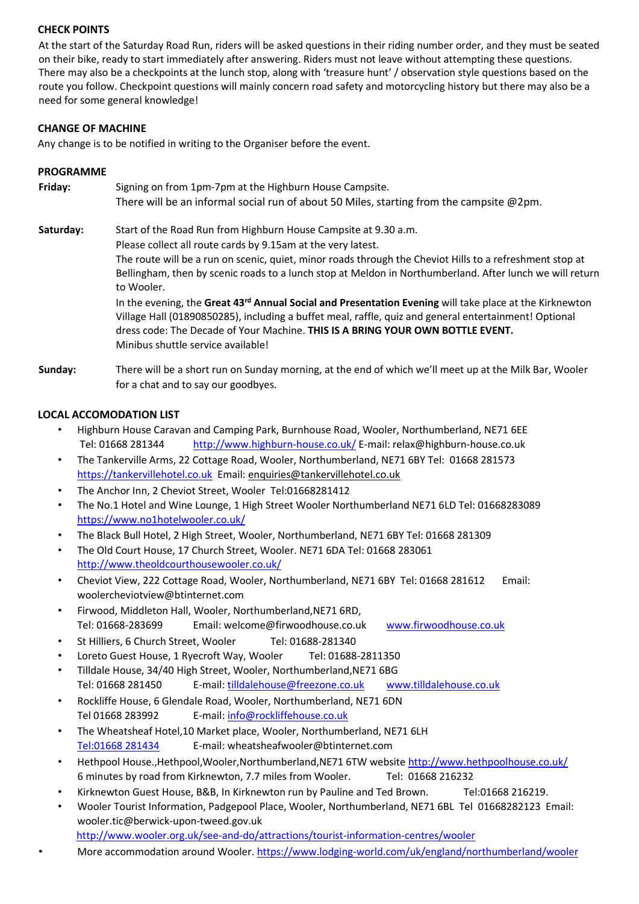**CHECK POINTS**

At the start of the Saturday Road Run, riders will be asked questions in their riding number order, and they must be seated on their bike, ready to start immediately after answering. Riders must not leave without attempting these questions. There may also be a checkpoints at the lunch stop, along with 'treasure hunt' / observation style questions based on the route you follow. Checkpoint questions will mainly concern road safety and motorcycling history but there may also be a need for some general knowledge!

**CHANGE OF MACHINE**

Any change is to be notified in writing to the Organiser before the event.

**PROGRAMME**

**Friday:** Signing on from 1pm-7pm at the Highburn House Campsite.
There will be an informal social run of about 50 Miles, starting from the campsite @2pm.

**Saturday:** Start of the Road Run from Highburn House Campsite at 9.30 a.m.
Please collect all route cards by 9.15am at the very latest.
The route will be a run on scenic, quiet, minor roads through the Cheviot Hills to a refreshment stop at Bellingham, then by scenic roads to a lunch stop at Meldon in Northumberland. After lunch we will return to Wooler.
In the evening, the **Great 43rd Annual Social and Presentation Evening** will take place at the Kirknewton Village Hall (01890850285), including a buffet meal, raffle, quiz and general entertainment! Optional dress code: The Decade of Your Machine. **THIS IS A BRING YOUR OWN BOTTLE EVENT.**
Minibus shuttle service available!

**Sunday:** There will be a short run on Sunday morning, at the end of which we'll meet up at the Milk Bar, Wooler for a chat and to say our goodbyes.

**LOCAL ACCOMODATION LIST**

- Highburn House Caravan and Camping Park, Burnhouse Road, Wooler, Northumberland, NE71 6EE
  Tel: 01668 281344 http://www.highburn-house.co.uk/ E-mail: relax@highburn-house.co.uk
- The Tankerville Arms, 22 Cottage Road, Wooler, Northumberland, NE71 6BY Tel: 01668 281573
  https://tankervillehotel.co.uk Email: enquiries@tankervillehotel.co.uk
- The Anchor Inn, 2 Cheviot Street, Wooler Tel:01668281412
- The No.1 Hotel and Wine Lounge, 1 High Street Wooler Northumberland NE71 6LD Tel: 01668283089
  https://www.no1hotelwooler.co.uk/
- The Black Bull Hotel, 2 High Street, Wooler, Northumberland, NE71 6BY Tel: 01668 281309
- The Old Court House, 17 Church Street, Wooler. NE71 6DA Tel: 01668 283061
  http://www.theoldcourthousewooler.co.uk/
- Cheviot View, 222 Cottage Road, Wooler, Northumberland, NE71 6BY Tel: 01668 281612 Email: woolercheviotview@btinternet.com
- Firwood, Middleton Hall, Wooler, Northumberland,NE71 6RD,
  Tel: 01668-283699 Email: welcome@firwoodhouse.co.uk www.firwoodhouse.co.uk
- St Hilliers, 6 Church Street, Wooler Tel: 01688-281340
- Loreto Guest House, 1 Ryecroft Way, Wooler Tel: 01688-2811350
- Tilldale House, 34/40 High Street, Wooler, Northumberland,NE71 6BG
  Tel: 01668 281450 E-mail: tilldalehouse@freezone.co.uk www.tilldalehouse.co.uk
- Rockliffe House, 6 Glendale Road, Wooler, Northumberland, NE71 6DN
  Tel 01668 283992 E-mail: info@rockliffehouse.co.uk
- The Wheatsheaf Hotel,10 Market place, Wooler, Northumberland, NE71 6LH
  Tel:01668 281434 E-mail: wheatsheafwooler@btinternet.com
- Hethpool House.,Hethpool,Wooler,Northumberland,NE71 6TW website http://www.hethpoolhouse.co.uk/
  6 minutes by road from Kirknewton, 7.7 miles from Wooler. Tel: 01668 216232
- Kirknewton Guest House, B&B, In Kirknewton run by Pauline and Ted Brown. Tel:01668 216219.
- Wooler Tourist Information, Padgepool Place, Wooler, Northumberland, NE71 6BL Tel 01668282123 Email: wooler.tic@berwick-upon-tweed.gov.uk
  http://www.wooler.org.uk/see-and-do/attractions/tourist-information-centres/wooler
- More accommodation around Wooler. https://www.lodging-world.com/uk/england/northumberland/wooler